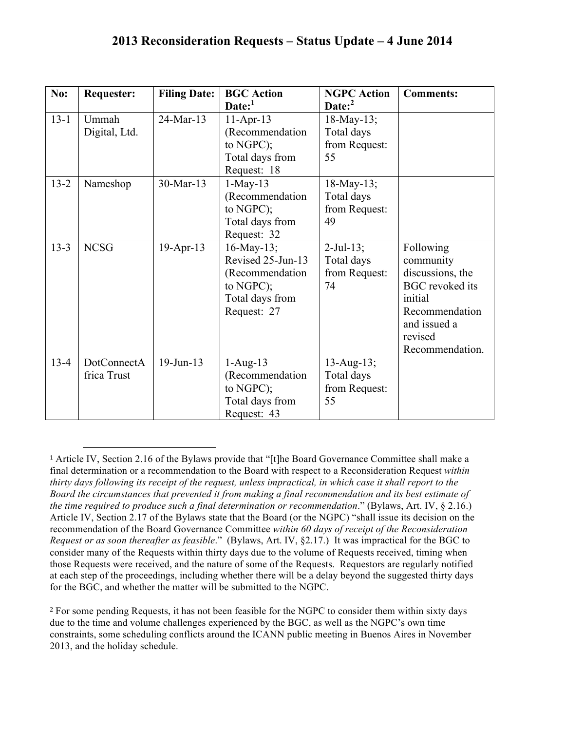# 2013 Reconsideration Requests – Status Update – 4 June 2014

| No: | Requester: | Filing Date: | BGC Action Date:[1] | NGPC Action Date:[2] | Comments: |
|---|---|---|---|---|---|
| 13-1 | Ummah Digital, Ltd. | 24-Mar-13 | 11-Apr-13 (Recommendation to NGPC); Total days from Request: 18 | 18-May-13; Total days from Request: 55 | |
| 13-2 | Nameshop | 30-Mar-13 | 1-May-13 (Recommendation to NGPC); Total days from Request: 32 | 18-May-13; Total days from Request: 49 | |
| 13-3 | NCSG | 19-Apr-13 | 16-May-13; Revised 25-Jun-13 (Recommendation to NGPC); Total days from Request: 27 | 2-Jul-13; Total days from Request: 74 | Following community discussions, the BGC revoked its initial Recommendation and issued a revised Recommendation. |
| 13-4 | DotConnectAfrica Trust | 19-Jun-13 | 1-Aug-13 (Recommendation to NGPC); Total days from Request: 43 | 13-Aug-13; Total days from Request: 55 | |

[1] Article IV, Section 2.16 of the Bylaws provide that "[t]he Board Governance Committee shall make a final determination or a recommendation to the Board with respect to a Reconsideration Request *within thirty days following its receipt of the request, unless impractical, in which case it shall report to the Board the circumstances that prevented it from making a final recommendation and its best estimate of the time required to produce such a final determination or recommendation*." (Bylaws, Art. IV, § 2.16.) Article IV, Section 2.17 of the Bylaws state that the Board (or the NGPC) "shall issue its decision on the recommendation of the Board Governance Committee *within 60 days of receipt of the Reconsideration Request or as soon thereafter as feasible*." (Bylaws, Art. IV, §2.17.) It was impractical for the BGC to consider many of the Requests within thirty days due to the volume of Requests received, timing when those Requests were received, and the nature of some of the Requests. Requestors are regularly notified at each step of the proceedings, including whether there will be a delay beyond the suggested thirty days for the BGC, and whether the matter will be submitted to the NGPC.

[2] For some pending Requests, it has not been feasible for the NGPC to consider them within sixty days due to the time and volume challenges experienced by the BGC, as well as the NGPC's own time constraints, some scheduling conflicts around the ICANN public meeting in Buenos Aires in November 2013, and the holiday schedule.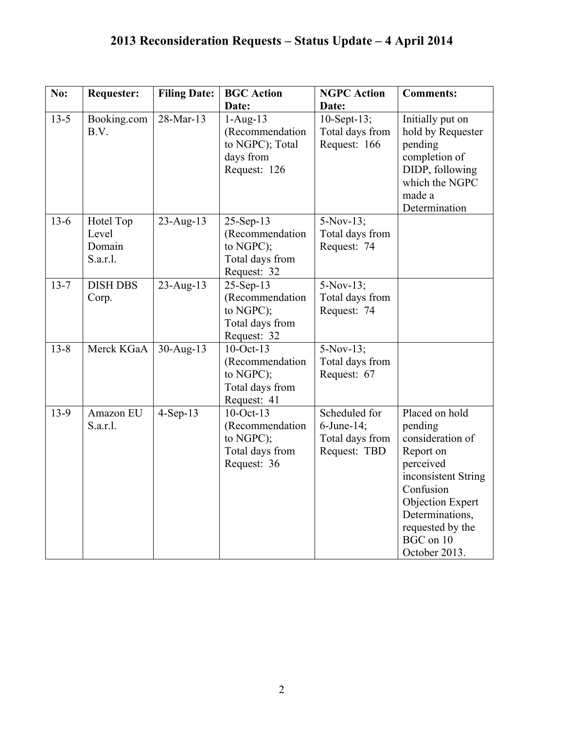# 2013 Reconsideration Requests – Status Update – 4 April 2014

| No: | Requester: | Filing Date: | BGC Action Date: | NGPC Action Date: | Comments: |
|---|---|---|---|---|---|
| 13-5 | Booking.com B.V. | 28-Mar-13 | 1-Aug-13 (Recommendation to NGPC); Total days from Request: 126 | 10-Sept-13; Total days from Request: 166 | Initially put on hold by Requester pending completion of DIDP, following which the NGPC made a Determination |
| 13-6 | Hotel Top Level Domain S.a.r.l. | 23-Aug-13 | 25-Sep-13 (Recommendation to NGPC); Total days from Request: 32 | 5-Nov-13; Total days from Request: 74 | |
| 13-7 | DISH DBS Corp. | 23-Aug-13 | 25-Sep-13 (Recommendation to NGPC); Total days from Request: 32 | 5-Nov-13; Total days from Request: 74 | |
| 13-8 | Merck KGaA | 30-Aug-13 | 10-Oct-13 (Recommendation to NGPC); Total days from Request: 41 | 5-Nov-13; Total days from Request: 67 | |
| 13-9 | Amazon EU S.a.r.l. | 4-Sep-13 | 10-Oct-13 (Recommendation to NGPC); Total days from Request: 36 | Scheduled for 6-June-14; Total days from Request: TBD | Placed on hold pending consideration of Report on perceived inconsistent String Confusion Objection Expert Determinations, requested by the BGC on 10 October 2013. |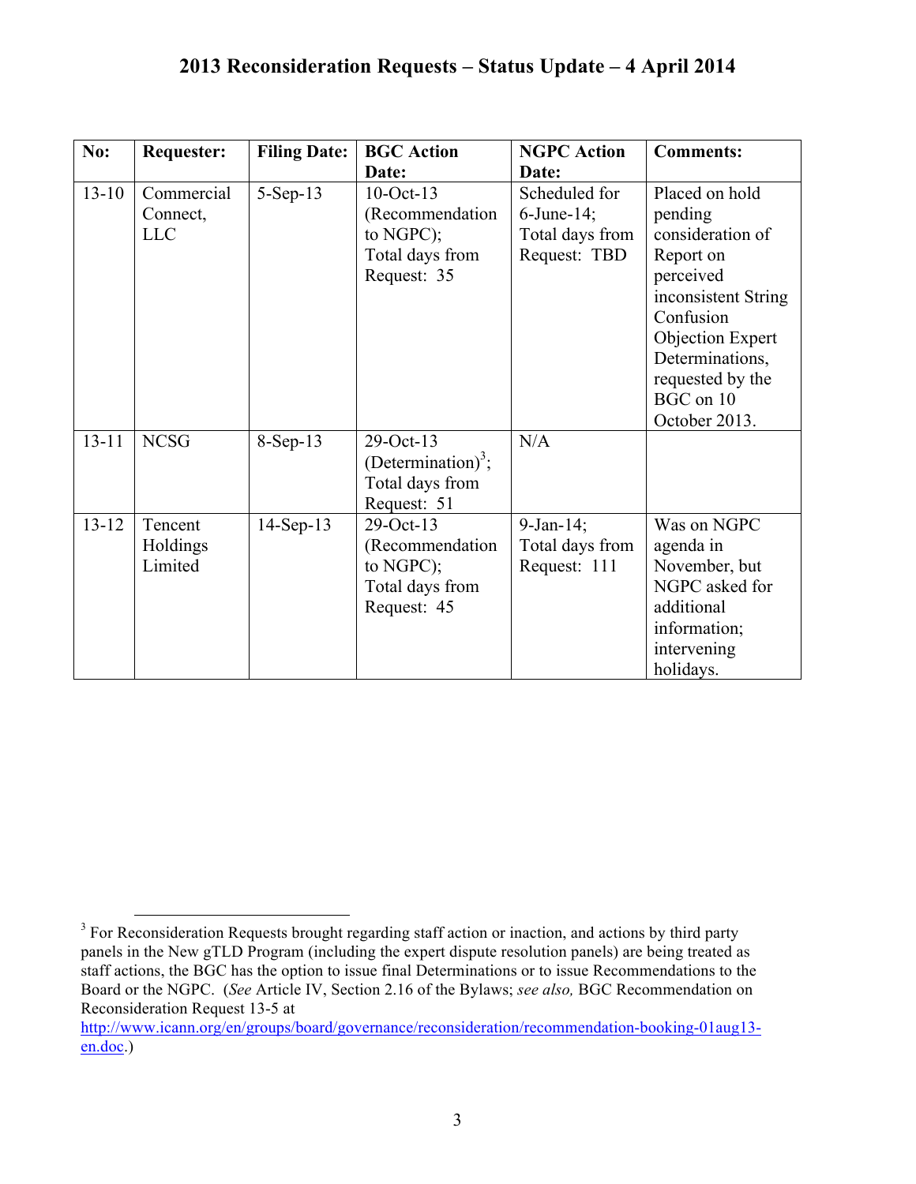# 2013 Reconsideration Requests – Status Update – 4 April 2014

| No: | Requester: | Filing Date: | BGC Action Date: | NGPC Action Date: | Comments: |
|---|---|---|---|---|---|
| 13-10 | Commercial Connect, LLC | 5-Sep-13 | 10-Oct-13 (Recommendation to NGPC); Total days from Request: 35 | Scheduled for 6-June-14; Total days from Request: TBD | Placed on hold pending consideration of Report on perceived inconsistent String Confusion Objection Expert Determinations, requested by the BGC on 10 October 2013. |
| 13-11 | NCSG | 8-Sep-13 | 29-Oct-13 (Determination)[3]; Total days from Request: 51 | N/A | |
| 13-12 | Tencent Holdings Limited | 14-Sep-13 | 29-Oct-13 (Recommendation to NGPC); Total days from Request: 45 | 9-Jan-14; Total days from Request: 111 | Was on NGPC agenda in November, but NGPC asked for additional information; intervening holidays. |

[3] For Reconsideration Requests brought regarding staff action or inaction, and actions by third party panels in the New gTLD Program (including the expert dispute resolution panels) are being treated as staff actions, the BGC has the option to issue final Determinations or to issue Recommendations to the Board or the NGPC. (*See* Article IV, Section 2.16 of the Bylaws; *see also,* BGC Recommendation on Reconsideration Request 13-5 at http://www.icann.org/en/groups/board/governance/reconsideration/recommendation-booking-01aug13-en.doc.)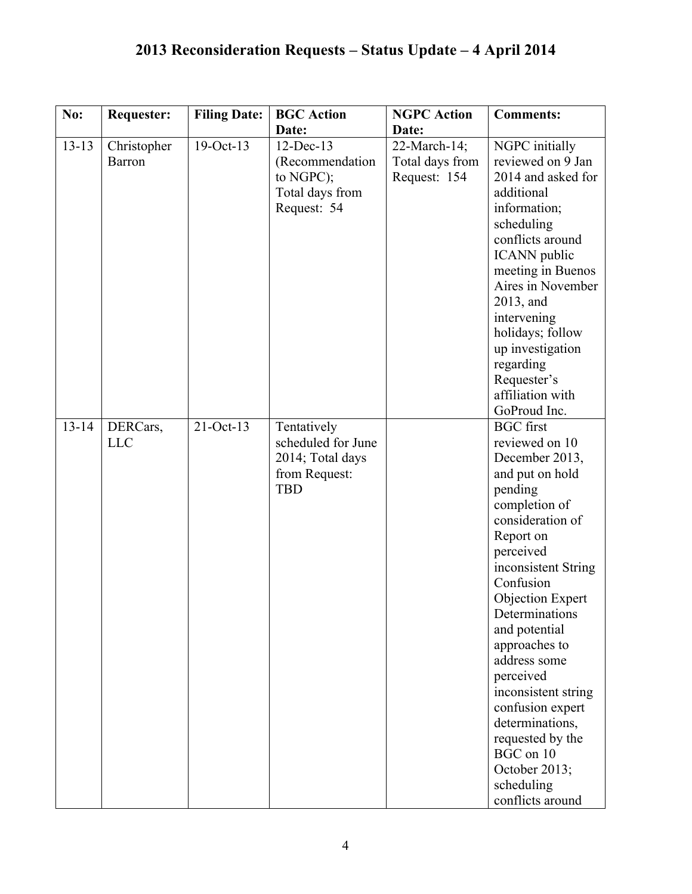# 2013 Reconsideration Requests – Status Update – 4 April 2014

| No: | Requester: | Filing Date: | BGC Action Date: | NGPC Action Date: | Comments: |
|---|---|---|---|---|---|
| 13-13 | Christopher Barron | 19-Oct-13 | 12-Dec-13 (Recommendation to NGPC); Total days from Request: 54 | 22-March-14; Total days from Request: 154 | NGPC initially reviewed on 9 Jan 2014 and asked for additional information; scheduling conflicts around ICANN public meeting in Buenos Aires in November 2013, and intervening holidays; follow up investigation regarding Requester's affiliation with GoProud Inc. |
| 13-14 | DERCars, LLC | 21-Oct-13 | Tentatively scheduled for June 2014; Total days from Request: TBD | | BGC first reviewed on 10 December 2013, and put on hold pending completion of consideration of Report on perceived inconsistent String Confusion Objection Expert Determinations and potential approaches to address some perceived inconsistent string confusion expert determinations, requested by the BGC on 10 October 2013; scheduling conflicts around |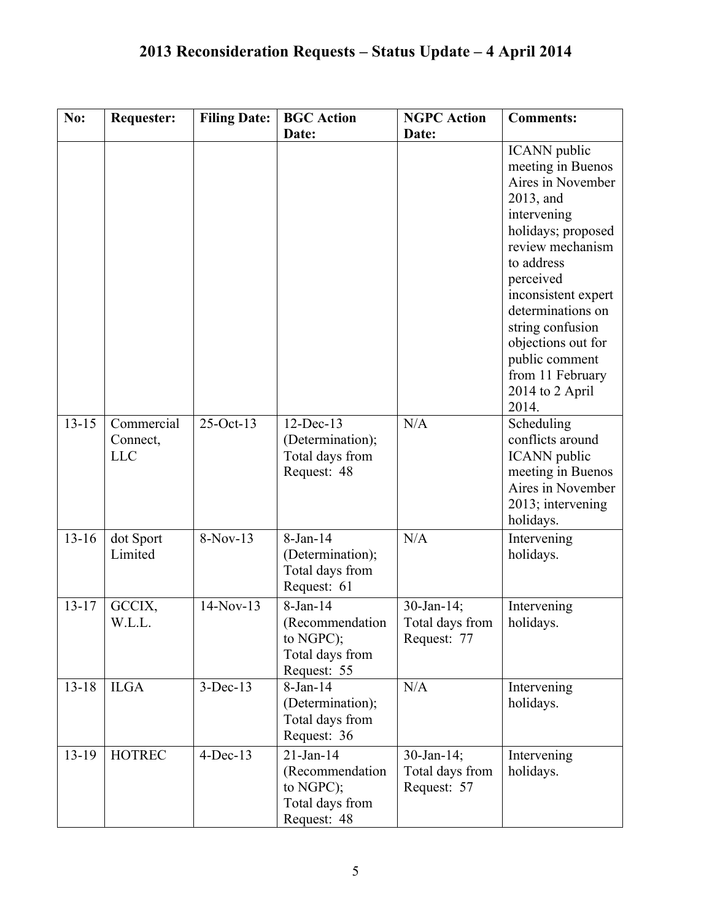# 2013 Reconsideration Requests – Status Update – 4 April 2014

| No: | Requester: | Filing Date: | BGC Action Date: | NGPC Action Date: | Comments: |
|---|---|---|---|---|---|
| | | | | | ICANN public meeting in Buenos Aires in November 2013, and intervening holidays; proposed review mechanism to address perceived inconsistent expert determinations on string confusion objections out for public comment from 11 February 2014 to 2 April 2014. |
| 13-15 | Commercial Connect, LLC | 25-Oct-13 | 12-Dec-13 (Determination); Total days from Request: 48 | N/A | Scheduling conflicts around ICANN public meeting in Buenos Aires in November 2013; intervening holidays. |
| 13-16 | dot Sport Limited | 8-Nov-13 | 8-Jan-14 (Determination); Total days from Request: 61 | N/A | Intervening holidays. |
| 13-17 | GCCIX, W.L.L. | 14-Nov-13 | 8-Jan-14 (Recommendation to NGPC); Total days from Request: 55 | 30-Jan-14; Total days from Request: 77 | Intervening holidays. |
| 13-18 | ILGA | 3-Dec-13 | 8-Jan-14 (Determination); Total days from Request: 36 | N/A | Intervening holidays. |
| 13-19 | HOTREC | 4-Dec-13 | 21-Jan-14 (Recommendation to NGPC); Total days from Request: 48 | 30-Jan-14; Total days from Request: 57 | Intervening holidays. |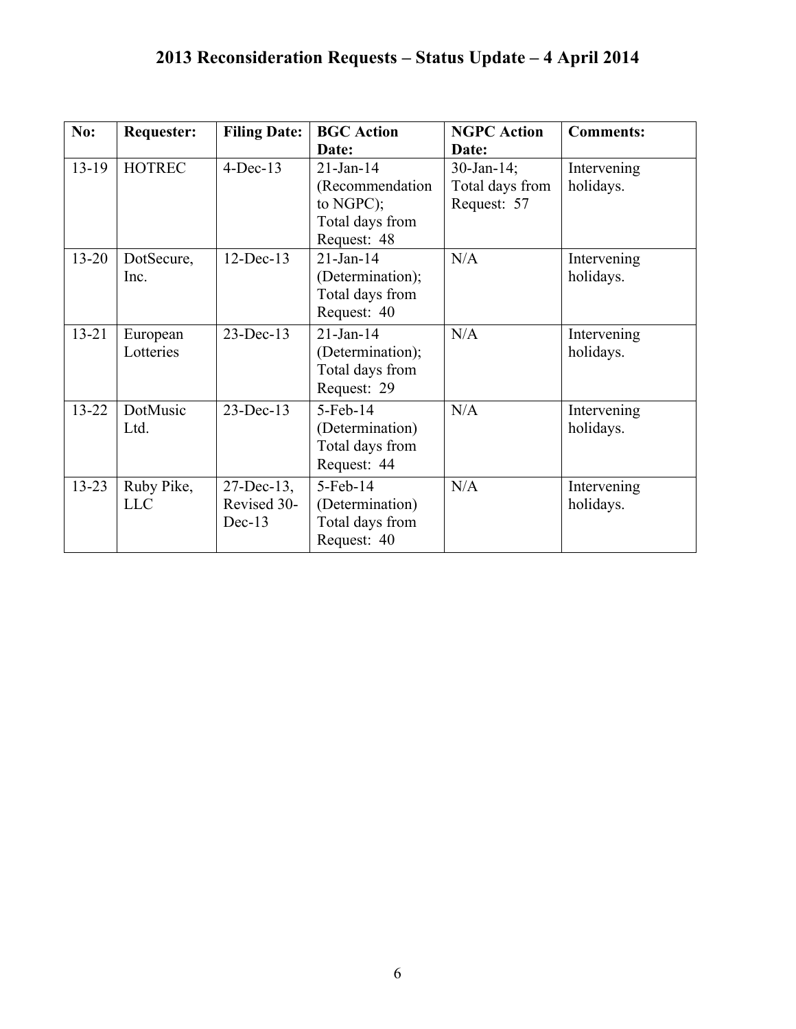# 2013 Reconsideration Requests – Status Update – 4 April 2014

| No: | Requester: | Filing Date: | BGC Action Date: | NGPC Action Date: | Comments: |
|---|---|---|---|---|---|
| 13-19 | HOTREC | 4-Dec-13 | 21-Jan-14 (Recommendation to NGPC); Total days from Request: 48 | 30-Jan-14; Total days from Request: 57 | Intervening holidays. |
| 13-20 | DotSecure, Inc. | 12-Dec-13 | 21-Jan-14 (Determination); Total days from Request: 40 | N/A | Intervening holidays. |
| 13-21 | European Lotteries | 23-Dec-13 | 21-Jan-14 (Determination); Total days from Request: 29 | N/A | Intervening holidays. |
| 13-22 | DotMusic Ltd. | 23-Dec-13 | 5-Feb-14 (Determination) Total days from Request: 44 | N/A | Intervening holidays. |
| 13-23 | Ruby Pike, LLC | 27-Dec-13, Revised 30-Dec-13 | 5-Feb-14 (Determination) Total days from Request: 40 | N/A | Intervening holidays. |